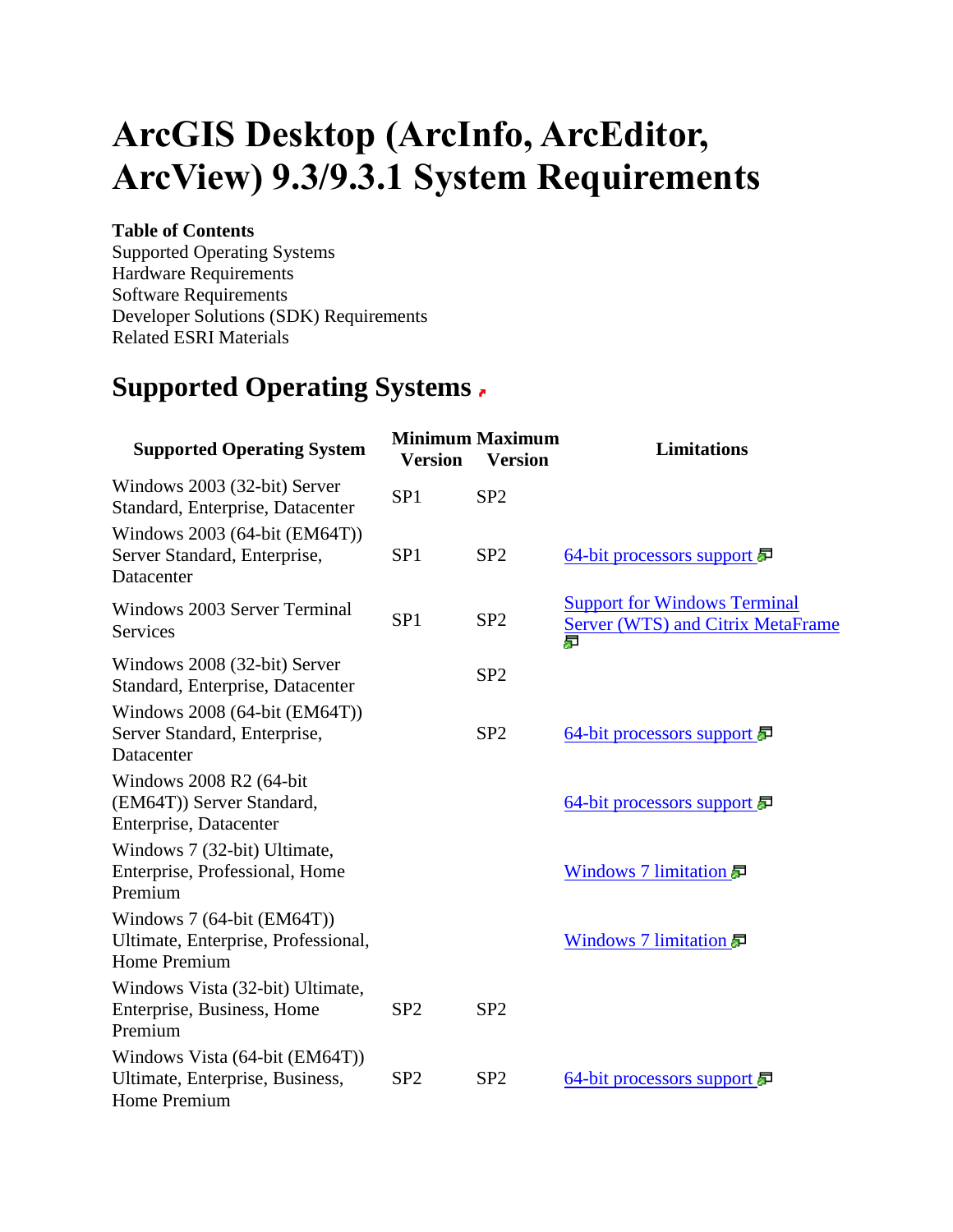# ArcGIS Desktop (ArcInfo, ArcEditor, ArcView) 9.3/9.3.1 System Requirements

**Table of Contents**

Supported Operating Systems
Hardware Requirements
Software Requirements
Developer Solutions (SDK) Requirements
Related ESRI Materials

## Supported Operating Systems

| Supported Operating System | Minimum Version | Maximum Version | Limitations |
|---|---|---|---|
| Windows 2003 (32-bit) Server Standard, Enterprise, Datacenter | SP1 | SP2 | |
| Windows 2003 (64-bit (EM64T)) Server Standard, Enterprise, Datacenter | SP1 | SP2 | 64-bit processors support |
| Windows 2003 Server Terminal Services | SP1 | SP2 | Support for Windows Terminal Server (WTS) and Citrix MetaFrame |
| Windows 2008 (32-bit) Server Standard, Enterprise, Datacenter | | SP2 | |
| Windows 2008 (64-bit (EM64T)) Server Standard, Enterprise, Datacenter | | SP2 | 64-bit processors support |
| Windows 2008 R2 (64-bit (EM64T)) Server Standard, Enterprise, Datacenter | | | 64-bit processors support |
| Windows 7 (32-bit) Ultimate, Enterprise, Professional, Home Premium | | | Windows 7 limitation |
| Windows 7 (64-bit (EM64T)) Ultimate, Enterprise, Professional, Home Premium | | | Windows 7 limitation |
| Windows Vista (32-bit) Ultimate, Enterprise, Business, Home Premium | SP2 | SP2 | |
| Windows Vista (64-bit (EM64T)) Ultimate, Enterprise, Business, Home Premium | SP2 | SP2 | 64-bit processors support |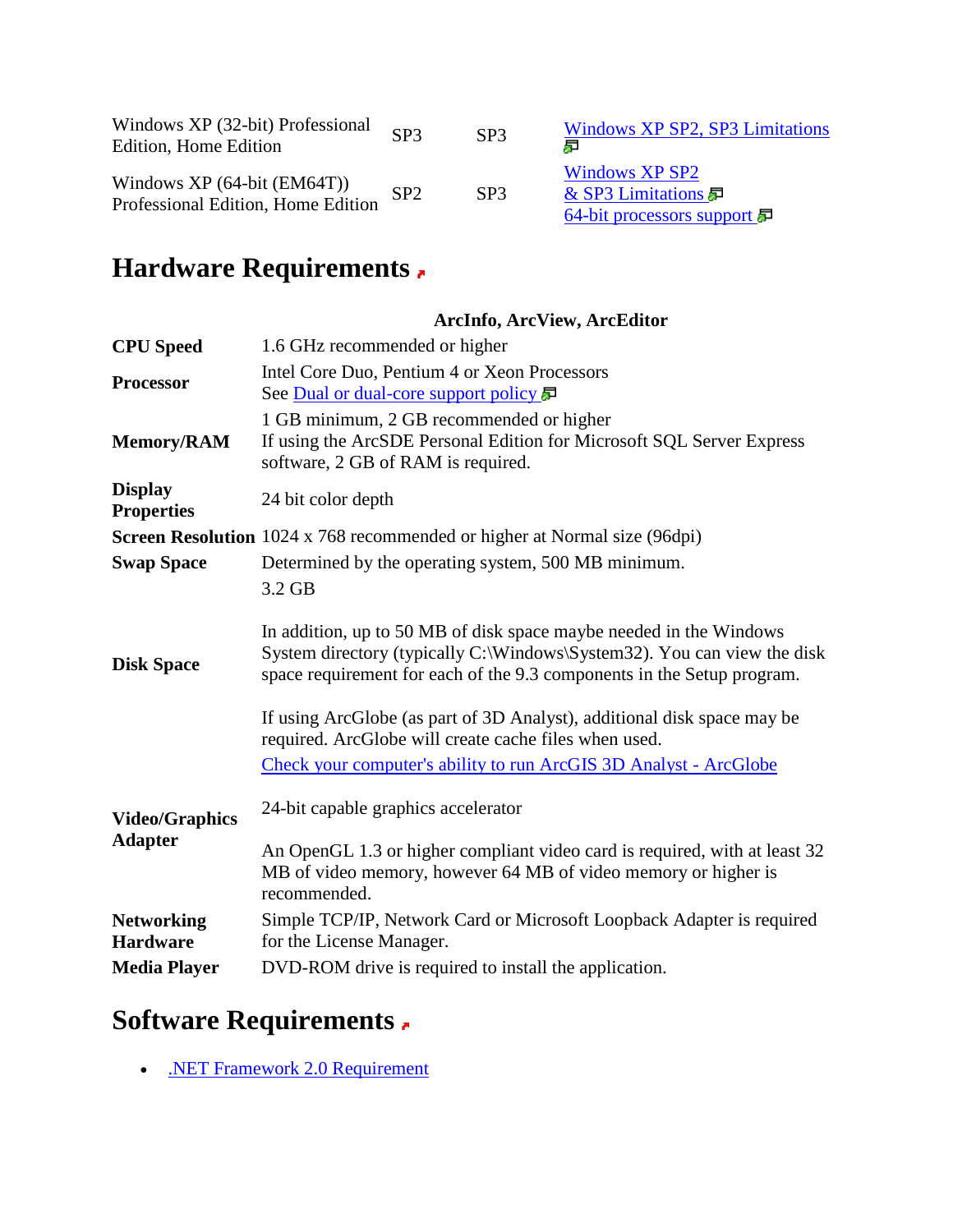| | | | |
|---|---|---|---|
| Windows XP (32-bit) Professional Edition, Home Edition | SP3 | SP3 | Windows XP SP2, SP3 Limitations |
| Windows XP (64-bit (EM64T)) Professional Edition, Home Edition | SP2 | SP3 | Windows XP SP2 & SP3 Limitations<br>64-bit processors support |

## Hardware Requirements

| | ArcInfo, ArcView, ArcEditor |
|---|---|
| **CPU Speed** | 1.6 GHz recommended or higher |
| **Processor** | Intel Core Duo, Pentium 4 or Xeon Processors<br>See Dual or dual-core support policy |
| **Memory/RAM** | 1 GB minimum, 2 GB recommended or higher<br>If using the ArcSDE Personal Edition for Microsoft SQL Server Express software, 2 GB of RAM is required. |
| **Display Properties** | 24 bit color depth |
| **Screen Resolution** | 1024 x 768 recommended or higher at Normal size (96dpi) |
| **Swap Space** | Determined by the operating system, 500 MB minimum. |
| **Disk Space** | 3.2 GB<br><br>In addition, up to 50 MB of disk space maybe needed in the Windows System directory (typically C:\Windows\System32). You can view the disk space requirement for each of the 9.3 components in the Setup program.<br><br>If using ArcGlobe (as part of 3D Analyst), additional disk space may be required. ArcGlobe will create cache files when used.<br>Check your computer's ability to run ArcGIS 3D Analyst - ArcGlobe |
| **Video/Graphics Adapter** | 24-bit capable graphics accelerator<br><br>An OpenGL 1.3 or higher compliant video card is required, with at least 32 MB of video memory, however 64 MB of video memory or higher is recommended. |
| **Networking Hardware** | Simple TCP/IP, Network Card or Microsoft Loopback Adapter is required for the License Manager. |
| **Media Player** | DVD-ROM drive is required to install the application. |

## Software Requirements

- .NET Framework 2.0 Requirement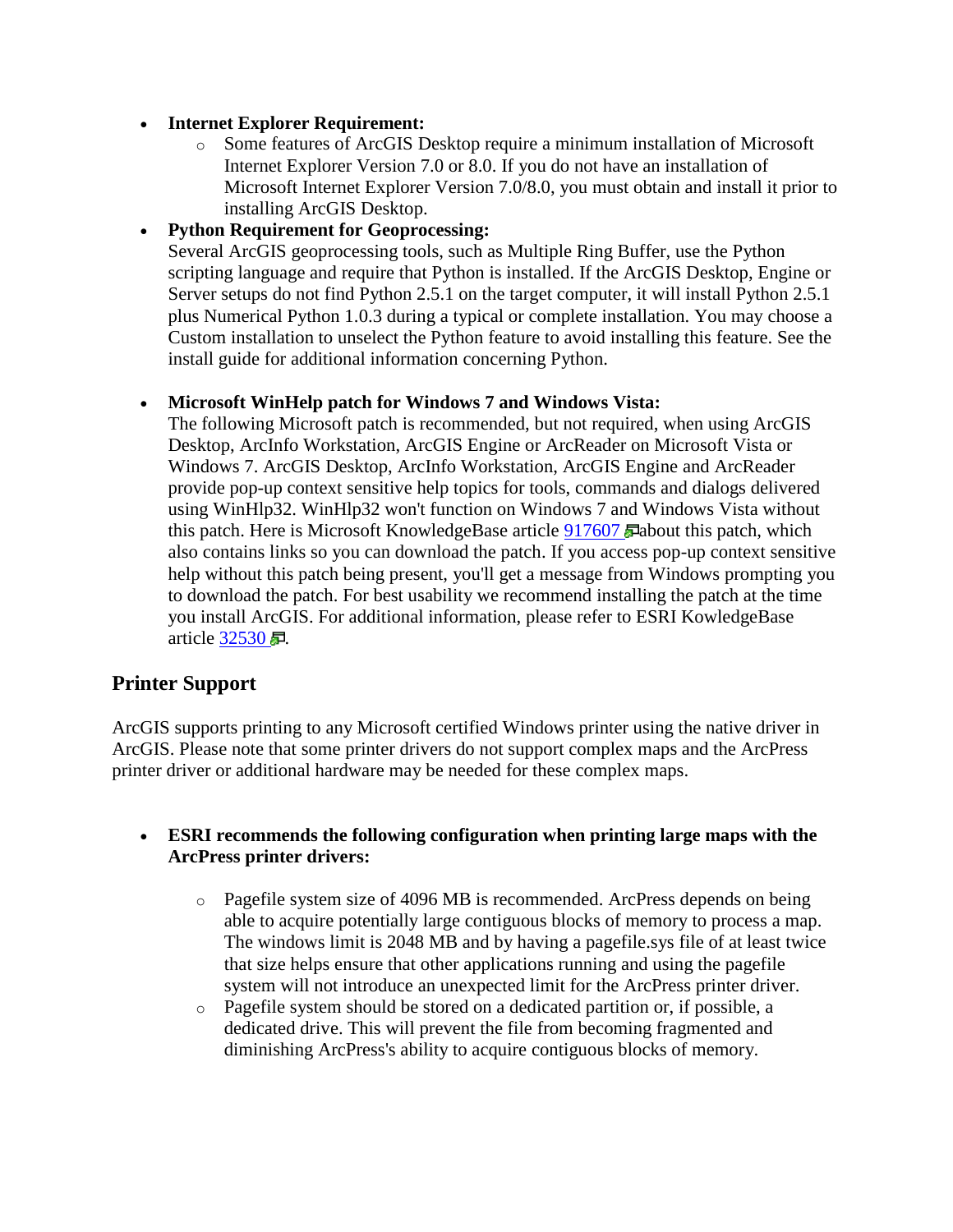- **Internet Explorer Requirement:**
    - Some features of ArcGIS Desktop require a minimum installation of Microsoft Internet Explorer Version 7.0 or 8.0. If you do not have an installation of Microsoft Internet Explorer Version 7.0/8.0, you must obtain and install it prior to installing ArcGIS Desktop.
- **Python Requirement for Geoprocessing:**
  Several ArcGIS geoprocessing tools, such as Multiple Ring Buffer, use the Python scripting language and require that Python is installed. If the ArcGIS Desktop, Engine or Server setups do not find Python 2.5.1 on the target computer, it will install Python 2.5.1 plus Numerical Python 1.0.3 during a typical or complete installation. You may choose a Custom installation to unselect the Python feature to avoid installing this feature. See the install guide for additional information concerning Python.

- **Microsoft WinHelp patch for Windows 7 and Windows Vista:**
  The following Microsoft patch is recommended, but not required, when using ArcGIS Desktop, ArcInfo Workstation, ArcGIS Engine or ArcReader on Microsoft Vista or Windows 7. ArcGIS Desktop, ArcInfo Workstation, ArcGIS Engine and ArcReader provide pop-up context sensitive help topics for tools, commands and dialogs delivered using WinHlp32. WinHlp32 won't function on Windows 7 and Windows Vista without this patch. Here is Microsoft KnowledgeBase article 917607 about this patch, which also contains links so you can download the patch. If you access pop-up context sensitive help without this patch being present, you'll get a message from Windows prompting you to download the patch. For best usability we recommend installing the patch at the time you install ArcGIS. For additional information, please refer to ESRI KowledgeBase article 32530.

## Printer Support

ArcGIS supports printing to any Microsoft certified Windows printer using the native driver in ArcGIS. Please note that some printer drivers do not support complex maps and the ArcPress printer driver or additional hardware may be needed for these complex maps.

- **ESRI recommends the following configuration when printing large maps with the ArcPress printer drivers:**

    - Pagefile system size of 4096 MB is recommended. ArcPress depends on being able to acquire potentially large contiguous blocks of memory to process a map. The windows limit is 2048 MB and by having a pagefile.sys file of at least twice that size helps ensure that other applications running and using the pagefile system will not introduce an unexpected limit for the ArcPress printer driver.
    - Pagefile system should be stored on a dedicated partition or, if possible, a dedicated drive. This will prevent the file from becoming fragmented and diminishing ArcPress's ability to acquire contiguous blocks of memory.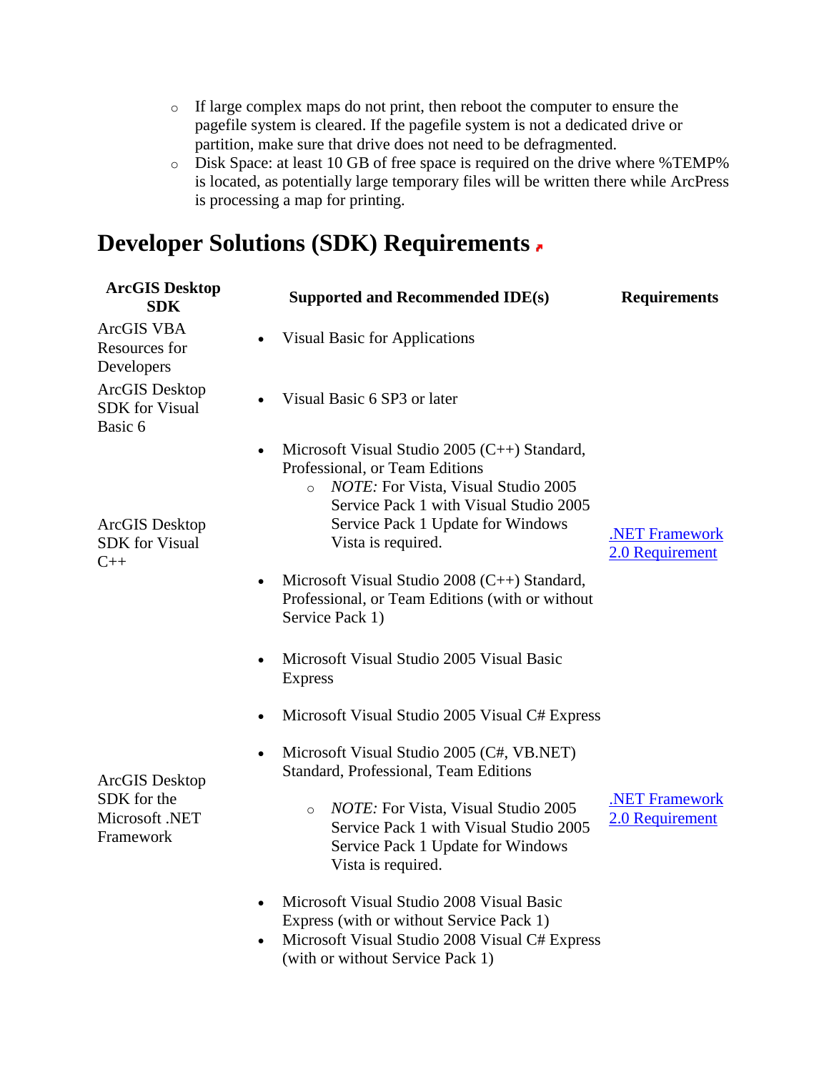- If large complex maps do not print, then reboot the computer to ensure the pagefile system is cleared. If the pagefile system is not a dedicated drive or partition, make sure that drive does not need to be defragmented.
- Disk Space: at least 10 GB of free space is required on the drive where %TEMP% is located, as potentially large temporary files will be written there while ArcPress is processing a map for printing.

## Developer Solutions (SDK) Requirements

| ArcGIS Desktop SDK | Supported and Recommended IDE(s) | Requirements |
|---|---|---|
| ArcGIS VBA Resources for Developers | • Visual Basic for Applications | |
| ArcGIS Desktop SDK for Visual Basic 6 | • Visual Basic 6 SP3 or later | |
| ArcGIS Desktop SDK for Visual C++ | • Microsoft Visual Studio 2005 (C++) Standard, Professional, or Team Editions<br>  ◦ *NOTE:* For Vista, Visual Studio 2005 Service Pack 1 with Visual Studio 2005 Service Pack 1 Update for Windows Vista is required.<br>• Microsoft Visual Studio 2008 (C++) Standard, Professional, or Team Editions (with or without Service Pack 1) | .NET Framework 2.0 Requirement |
| ArcGIS Desktop SDK for the Microsoft .NET Framework | • Microsoft Visual Studio 2005 Visual Basic Express<br>• Microsoft Visual Studio 2005 Visual C# Express<br>• Microsoft Visual Studio 2005 (C#, VB.NET) Standard, Professional, Team Editions<br>  ◦ *NOTE:* For Vista, Visual Studio 2005 Service Pack 1 with Visual Studio 2005 Service Pack 1 Update for Windows Vista is required.<br>• Microsoft Visual Studio 2008 Visual Basic Express (with or without Service Pack 1)<br>• Microsoft Visual Studio 2008 Visual C# Express (with or without Service Pack 1) | .NET Framework 2.0 Requirement |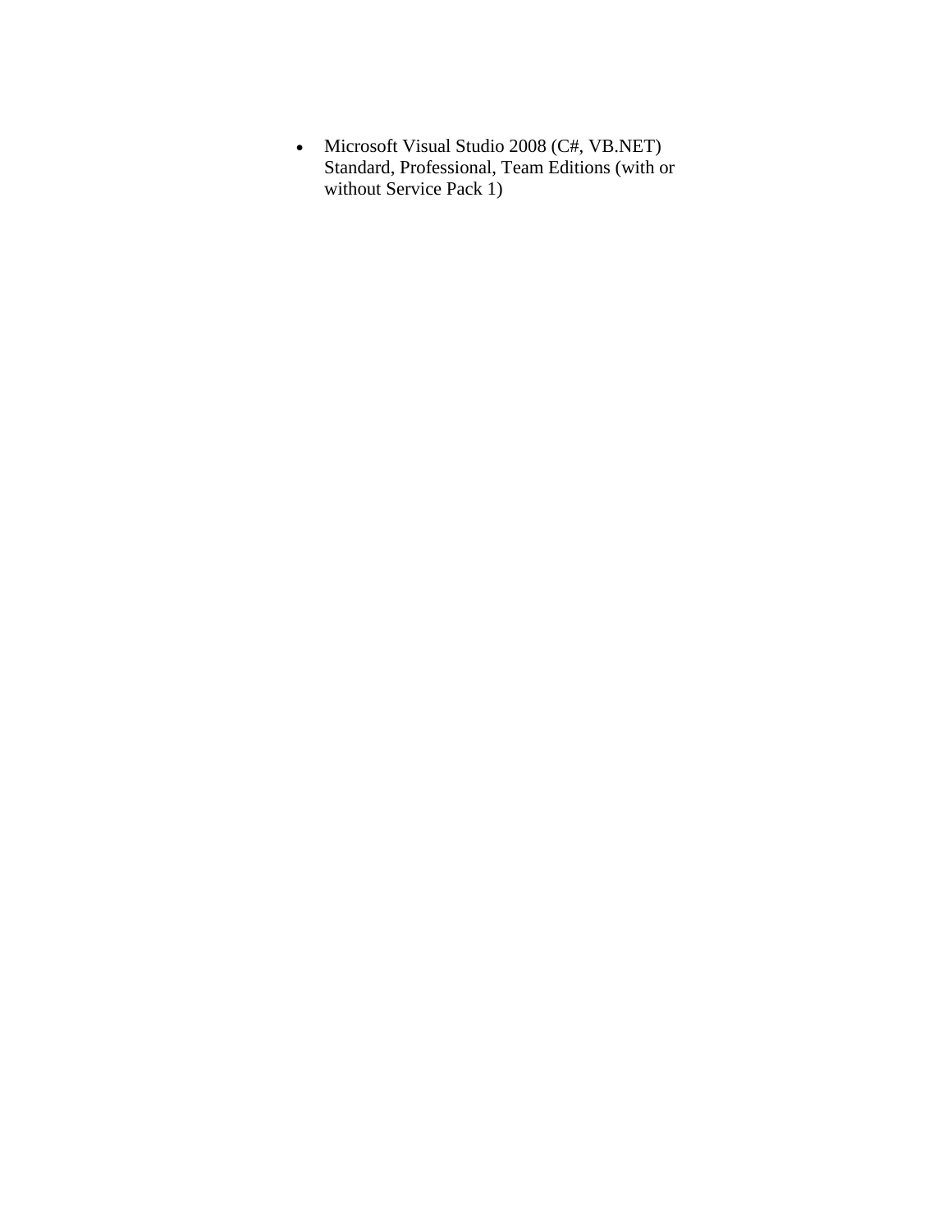- Microsoft Visual Studio 2008 (C#, VB.NET) Standard, Professional, Team Editions (with or without Service Pack 1)